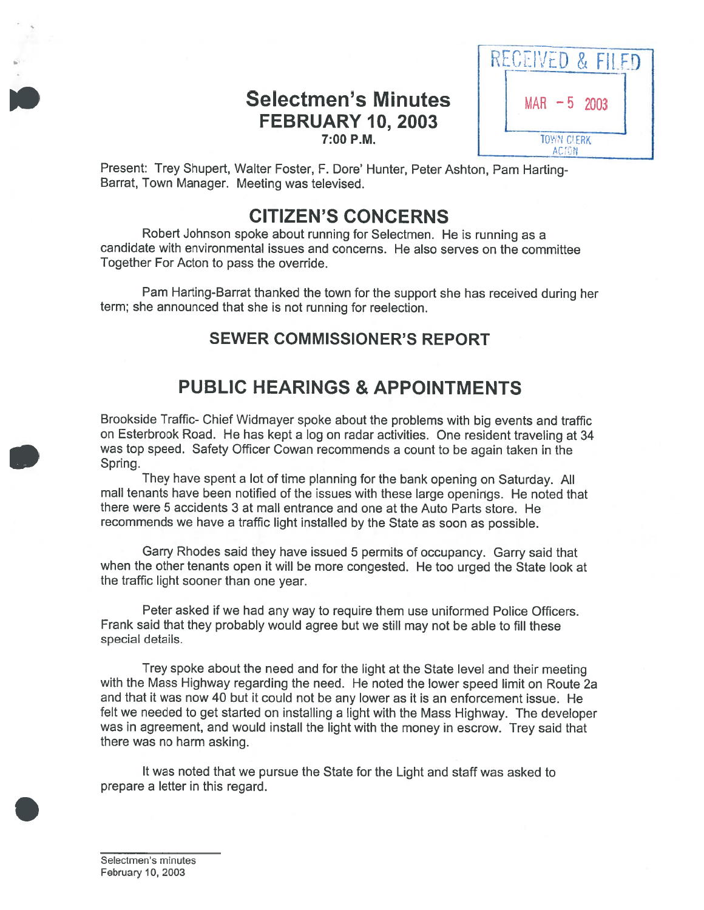# Selectmen's Minutes
## FEBRUARY 10, 2003
### 7:00 P.M.

RECEIVED & FILED
MAR - 5 2003
TOWN CLERK
ACTON

Present: Trey Shupert, Walter Foster, F. Dore' Hunter, Peter Ashton, Pam Harting-Barrat, Town Manager. Meeting was televised.

## CITIZEN'S CONCERNS

Robert Johnson spoke about running for Selectmen. He is running as a candidate with environmental issues and concerns. He also serves on the committee Together For Acton to pass the override.

Pam Harting-Barrat thanked the town for the support she has received during her term; she announced that she is not running for reelection.

## SEWER COMMISSIONER'S REPORT

## PUBLIC HEARINGS & APPOINTMENTS

Brookside Traffic- Chief Widmayer spoke about the problems with big events and traffic on Esterbrook Road. He has kept a log on radar activities. One resident traveling at 34 was top speed. Safety Officer Cowan recommends a count to be again taken in the Spring.

They have spent a lot of time planning for the bank opening on Saturday. All mall tenants have been notified of the issues with these large openings. He noted that there were 5 accidents 3 at mall entrance and one at the Auto Parts store. He recommends we have a traffic light installed by the State as soon as possible.

Garry Rhodes said they have issued 5 permits of occupancy. Garry said that when the other tenants open it will be more congested. He too urged the State look at the traffic light sooner than one year.

Peter asked if we had any way to require them use uniformed Police Officers. Frank said that they probably would agree but we still may not be able to fill these special details.

Trey spoke about the need and for the light at the State level and their meeting with the Mass Highway regarding the need. He noted the lower speed limit on Route 2a and that it was now 40 but it could not be any lower as it is an enforcement issue. He felt we needed to get started on installing a light with the Mass Highway. The developer was in agreement, and would install the light with the money in escrow. Trey said that there was no harm asking.

It was noted that we pursue the State for the Light and staff was asked to prepare a letter in this regard.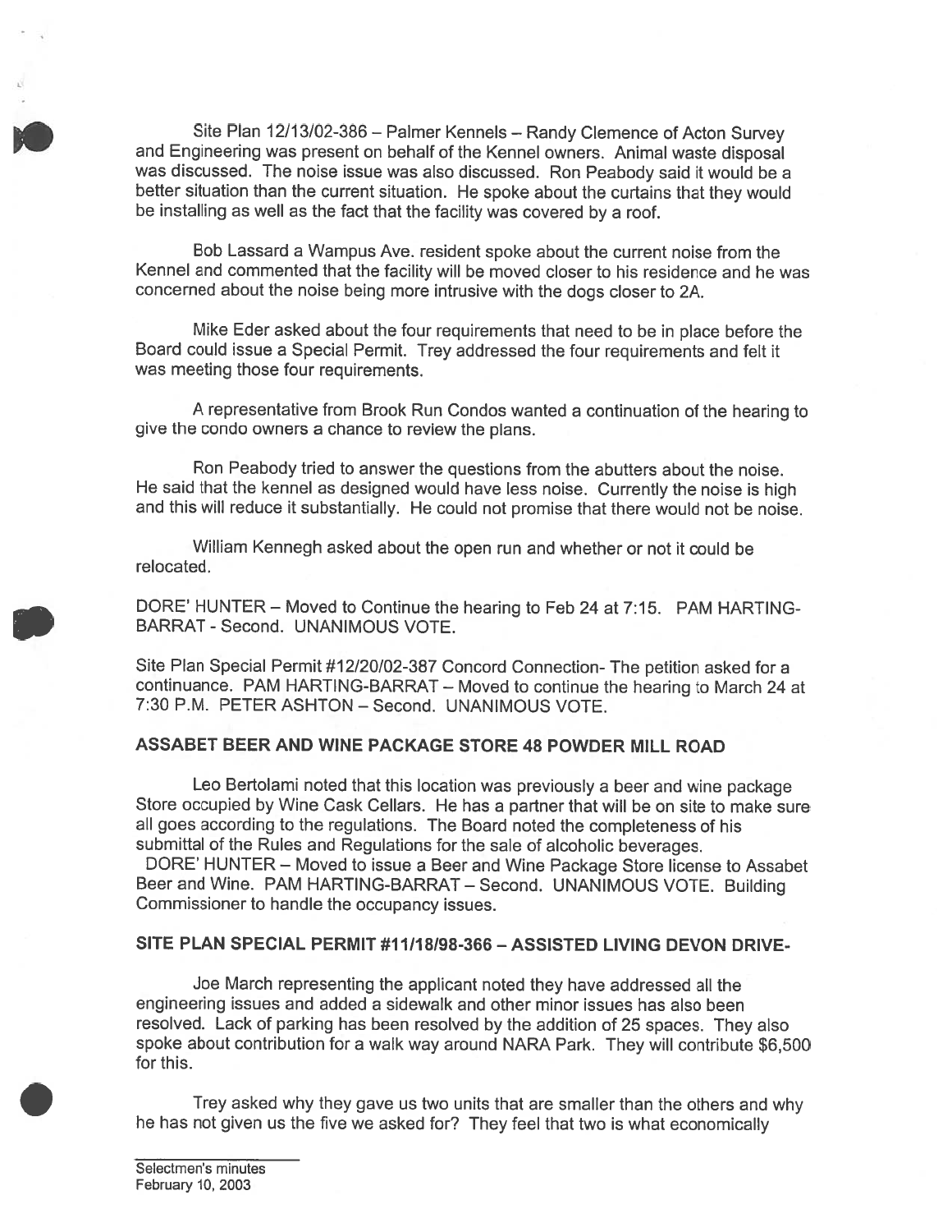Site Plan 12/13/02-386 – Palmer Kennels – Randy Clemence of Acton Survey and Engineering was present on behalf of the Kennel owners. Animal waste disposal was discussed. The noise issue was also discussed. Ron Peabody said it would be a better situation than the current situation. He spoke about the curtains that they would be installing as well as the fact that the facility was covered by a roof.

Bob Lassard a Wampus Ave. resident spoke about the current noise from the Kennel and commented that the facility will be moved closer to his residence and he was concerned about the noise being more intrusive with the dogs closer to 2A.

Mike Eder asked about the four requirements that need to be in place before the Board could issue a Special Permit. Trey addressed the four requirements and felt it was meeting those four requirements.

A representative from Brook Run Condos wanted a continuation of the hearing to give the condo owners a chance to review the plans.

Ron Peabody tried to answer the questions from the abutters about the noise. He said that the kennel as designed would have less noise. Currently the noise is high and this will reduce it substantially. He could not promise that there would not be noise.

William Kennegh asked about the open run and whether or not it could be relocated.

DORE' HUNTER – Moved to Continue the hearing to Feb 24 at 7:15. PAM HARTING-BARRAT - Second. UNANIMOUS VOTE.

Site Plan Special Permit #12/20/02-387 Concord Connection- The petition asked for a continuance. PAM HARTING-BARRAT – Moved to continue the hearing to March 24 at 7:30 P.M. PETER ASHTON – Second. UNANIMOUS VOTE.

**ASSABET BEER AND WINE PACKAGE STORE 48 POWDER MILL ROAD**

Leo Bertolami noted that this location was previously a beer and wine package Store occupied by Wine Cask Cellars. He has a partner that will be on site to make sure all goes according to the regulations. The Board noted the completeness of his submittal of the Rules and Regulations for the sale of alcoholic beverages.

DORE' HUNTER – Moved to issue a Beer and Wine Package Store license to Assabet Beer and Wine. PAM HARTING-BARRAT – Second. UNANIMOUS VOTE. Building Commissioner to handle the occupancy issues.

**SITE PLAN SPECIAL PERMIT #11/18/98-366 – ASSISTED LIVING DEVON DRIVE-**

Joe March representing the applicant noted they have addressed all the engineering issues and added a sidewalk and other minor issues has also been resolved. Lack of parking has been resolved by the addition of 25 spaces. They also spoke about contribution for a walk way around NARA Park. They will contribute $6,500 for this.

Trey asked why they gave us two units that are smaller than the others and why he has not given us the five we asked for? They feel that two is what economically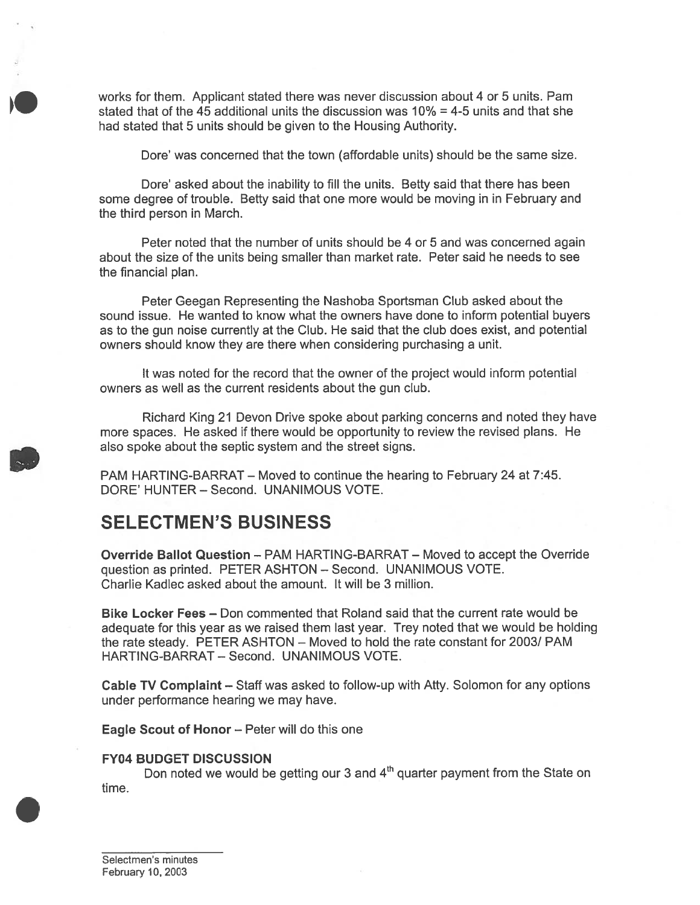works for them. Applicant stated there was never discussion about 4 or 5 units. Pam stated that of the 45 additional units the discussion was 10% = 4-5 units and that she had stated that 5 units should be given to the Housing Authority.

Dore' was concerned that the town (affordable units) should be the same size.

Dore' asked about the inability to fill the units. Betty said that there has been some degree of trouble. Betty said that one more would be moving in in February and the third person in March.

Peter noted that the number of units should be 4 or 5 and was concerned again about the size of the units being smaller than market rate. Peter said he needs to see the financial plan.

Peter Geegan Representing the Nashoba Sportsman Club asked about the sound issue. He wanted to know what the owners have done to inform potential buyers as to the gun noise currently at the Club. He said that the club does exist, and potential owners should know they are there when considering purchasing a unit.

It was noted for the record that the owner of the project would inform potential owners as well as the current residents about the gun club.

Richard King 21 Devon Drive spoke about parking concerns and noted they have more spaces. He asked if there would be opportunity to review the revised plans. He also spoke about the septic system and the street signs.

PAM HARTING-BARRAT – Moved to continue the hearing to February 24 at 7:45. DORE' HUNTER – Second. UNANIMOUS VOTE.

# SELECTMEN'S BUSINESS

**Override Ballot Question** – PAM HARTING-BARRAT – Moved to accept the Override question as printed. PETER ASHTON – Second. UNANIMOUS VOTE. Charlie Kadlec asked about the amount. It will be 3 million.

**Bike Locker Fees** – Don commented that Roland said that the current rate would be adequate for this year as we raised them last year. Trey noted that we would be holding the rate steady. PETER ASHTON – Moved to hold the rate constant for 2003/ PAM HARTING-BARRAT – Second. UNANIMOUS VOTE.

**Cable TV Complaint** – Staff was asked to follow-up with Atty. Solomon for any options under performance hearing we may have.

**Eagle Scout of Honor** – Peter will do this one

### FY04 BUDGET DISCUSSION

Don noted we would be getting our 3 and 4th quarter payment from the State on time.

Selectmen's minutes
February 10, 2003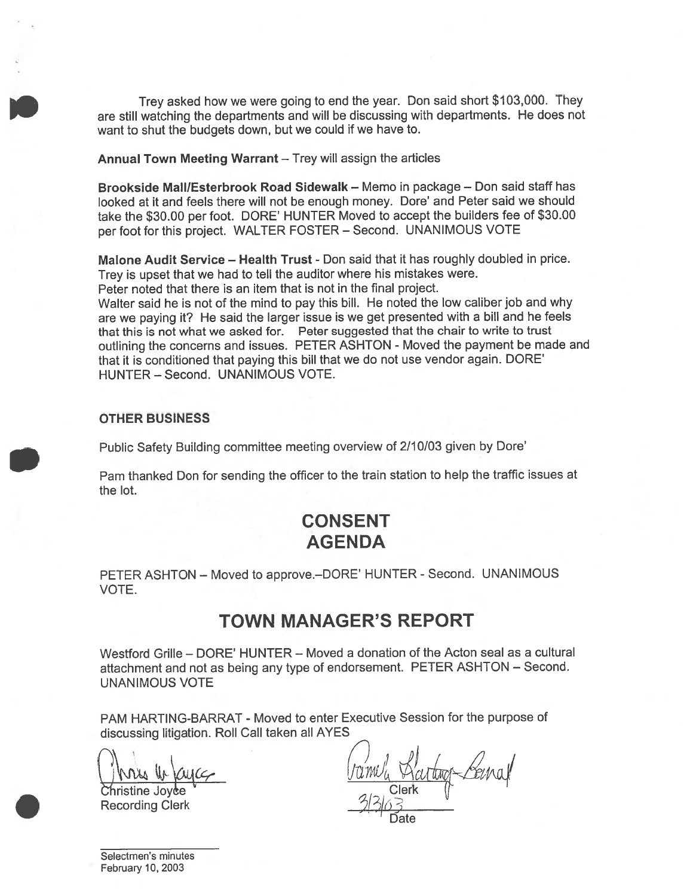Trey asked how we were going to end the year. Don said short $103,000. They are still watching the departments and will be discussing with departments. He does not want to shut the budgets down, but we could if we have to.

**Annual Town Meeting Warrant** – Trey will assign the articles

**Brookside Mall/Esterbrook Road Sidewalk** – Memo in package – Don said staff has looked at it and feels there will not be enough money. Dore' and Peter said we should take the $30.00 per foot. DORE' HUNTER Moved to accept the builders fee of $30.00 per foot for this project. WALTER FOSTER – Second. UNANIMOUS VOTE

**Malone Audit Service – Health Trust** - Don said that it has roughly doubled in price. Trey is upset that we had to tell the auditor where his mistakes were.
Peter noted that there is an item that is not in the final project.
Walter said he is not of the mind to pay this bill. He noted the low caliber job and why are we paying it? He said the larger issue is we get presented with a bill and he feels that this is not what we asked for. Peter suggested that the chair to write to trust outlining the concerns and issues. PETER ASHTON - Moved the payment be made and that it is conditioned that paying this bill that we do not use vendor again. DORE' HUNTER – Second. UNANIMOUS VOTE.

**OTHER BUSINESS**

Public Safety Building committee meeting overview of 2/10/03 given by Dore'

Pam thanked Don for sending the officer to the train station to help the traffic issues at the lot.

## CONSENT AGENDA

PETER ASHTON – Moved to approve.–DORE' HUNTER - Second. UNANIMOUS VOTE.

## TOWN MANAGER'S REPORT

Westford Grille – DORE' HUNTER – Moved a donation of the Acton seal as a cultural attachment and not as being any type of endorsement. PETER ASHTON – Second. UNANIMOUS VOTE

PAM HARTING-BARRAT - Moved to enter Executive Session for the purpose of discussing litigation. Roll Call taken all AYES

Christine Joyce
Recording Clerk

Clerk

3/3/03
Date

Selectmen's minutes
February 10, 2003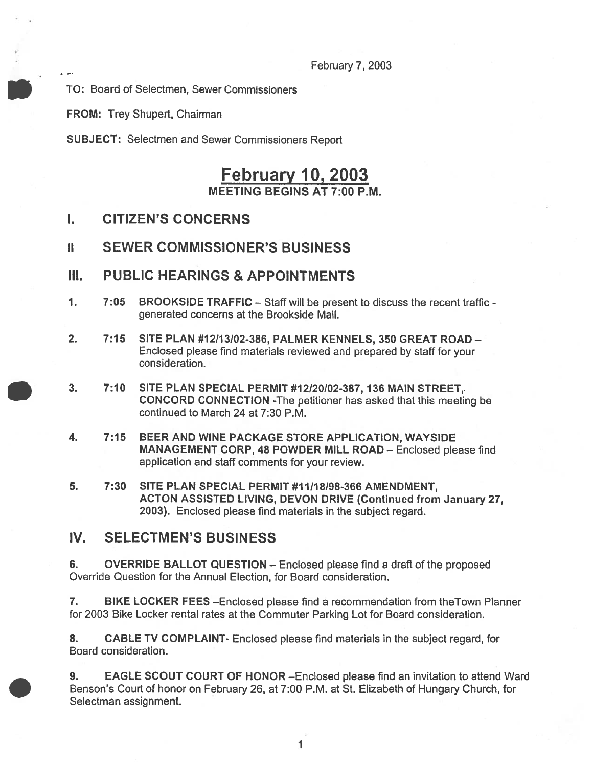February 7, 2003

TO: Board of Selectmen, Sewer Commissioners

FROM: Trey Shupert, Chairman

SUBJECT: Selectmen and Sewer Commissioners Report

# February 10, 2003

**MEETING BEGINS AT 7:00 P.M.**

## I. CITIZEN'S CONCERNS

## II SEWER COMMISSIONER'S BUSINESS

## III. PUBLIC HEARINGS & APPOINTMENTS

1. **7:05 BROOKSIDE TRAFFIC** – Staff will be present to discuss the recent traffic - generated concerns at the Brookside Mall.

2. **7:15 SITE PLAN #12/13/02-386, PALMER KENNELS, 350 GREAT ROAD** – Enclosed please find materials reviewed and prepared by staff for your consideration.

3. **7:10 SITE PLAN SPECIAL PERMIT #12/20/02-387, 136 MAIN STREET, CONCORD CONNECTION** -The petitioner has asked that this meeting be continued to March 24 at 7:30 P.M.

4. **7:15 BEER AND WINE PACKAGE STORE APPLICATION, WAYSIDE MANAGEMENT CORP, 48 POWDER MILL ROAD** – Enclosed please find application and staff comments for your review.

5. **7:30 SITE PLAN SPECIAL PERMIT #11/18/98-366 AMENDMENT, ACTON ASSISTED LIVING, DEVON DRIVE (Continued from January 27, 2003).** Enclosed please find materials in the subject regard.

## IV. SELECTMEN'S BUSINESS

6. **OVERRIDE BALLOT QUESTION** – Enclosed please find a draft of the proposed Override Question for the Annual Election, for Board consideration.

7. **BIKE LOCKER FEES** –Enclosed please find a recommendation from theTown Planner for 2003 Bike Locker rental rates at the Commuter Parking Lot for Board consideration.

8. **CABLE TV COMPLAINT**- Enclosed please find materials in the subject regard, for Board consideration.

9. **EAGLE SCOUT COURT OF HONOR** –Enclosed please find an invitation to attend Ward Benson's Court of honor on February 26, at 7:00 P.M. at St. Elizabeth of Hungary Church, for Selectman assignment.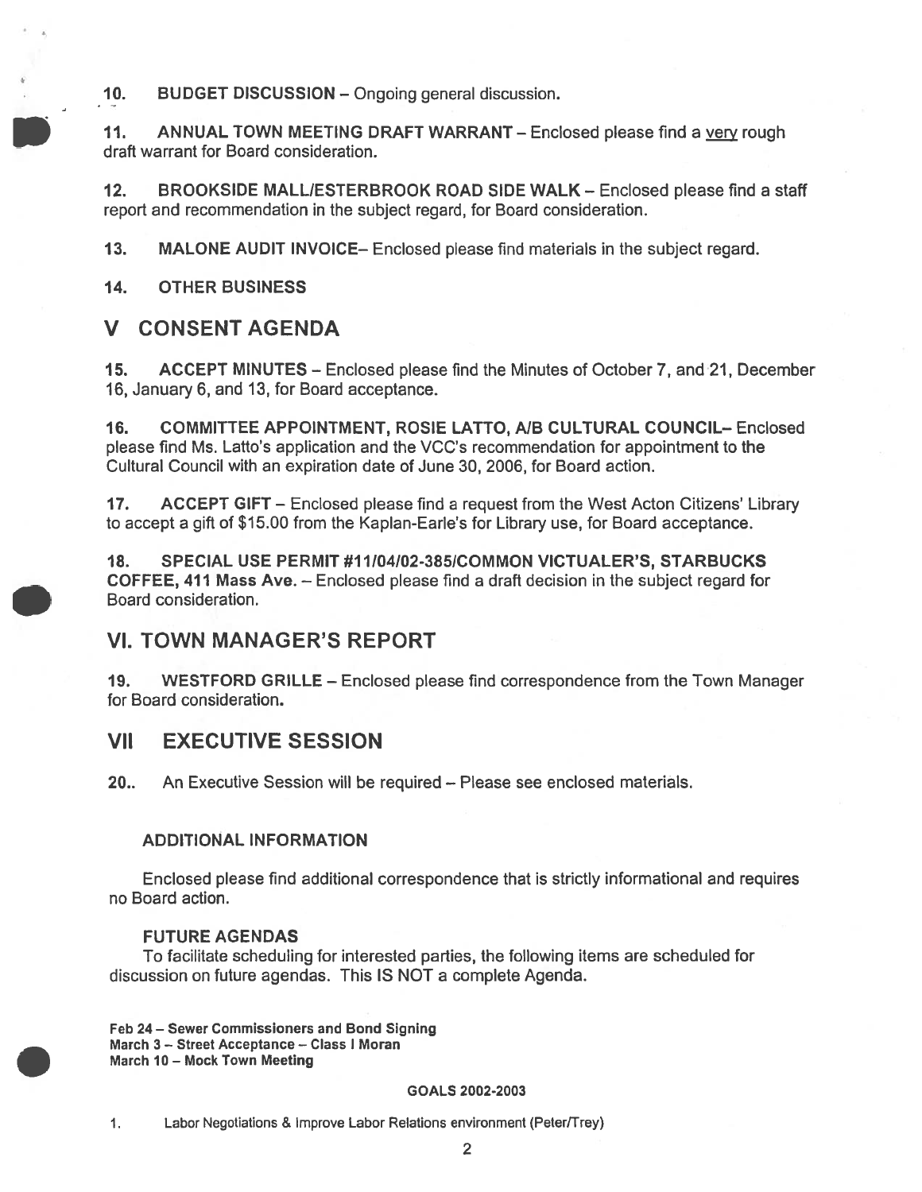**10. BUDGET DISCUSSION** – Ongoing general discussion.

**11. ANNUAL TOWN MEETING DRAFT WARRANT** – Enclosed please find a very rough draft warrant for Board consideration.

**12. BROOKSIDE MALL/ESTERBROOK ROAD SIDE WALK** – Enclosed please find a staff report and recommendation in the subject regard, for Board consideration.

**13. MALONE AUDIT INVOICE**– Enclosed please find materials in the subject regard.

**14. OTHER BUSINESS**

## V CONSENT AGENDA

**15. ACCEPT MINUTES** – Enclosed please find the Minutes of October 7, and 21, December 16, January 6, and 13, for Board acceptance.

**16. COMMITTEE APPOINTMENT, ROSIE LATTO, A/B CULTURAL COUNCIL**– Enclosed please find Ms. Latto's application and the VCC's recommendation for appointment to the Cultural Council with an expiration date of June 30, 2006, for Board action.

**17. ACCEPT GIFT** – Enclosed please find a request from the West Acton Citizens' Library to accept a gift of $15.00 from the Kaplan-Earle's for Library use, for Board acceptance.

**18. SPECIAL USE PERMIT #11/04/02-385/COMMON VICTUALER'S, STARBUCKS COFFEE, 411 Mass Ave.** – Enclosed please find a draft decision in the subject regard for Board consideration.

## VI. TOWN MANAGER'S REPORT

**19. WESTFORD GRILLE** – Enclosed please find correspondence from the Town Manager for Board consideration.

## VII EXECUTIVE SESSION

**20..** An Executive Session will be required – Please see enclosed materials.

### ADDITIONAL INFORMATION

Enclosed please find additional correspondence that is strictly informational and requires no Board action.

### FUTURE AGENDAS

To facilitate scheduling for interested parties, the following items are scheduled for discussion on future agendas. This IS NOT a complete Agenda.

**Feb 24 – Sewer Commissioners and Bond Signing**
**March 3 – Street Acceptance – Class I Moran**
**March 10 – Mock Town Meeting**

**GOALS 2002-2003**

1. Labor Negotiations & Improve Labor Relations environment (Peter/Trey)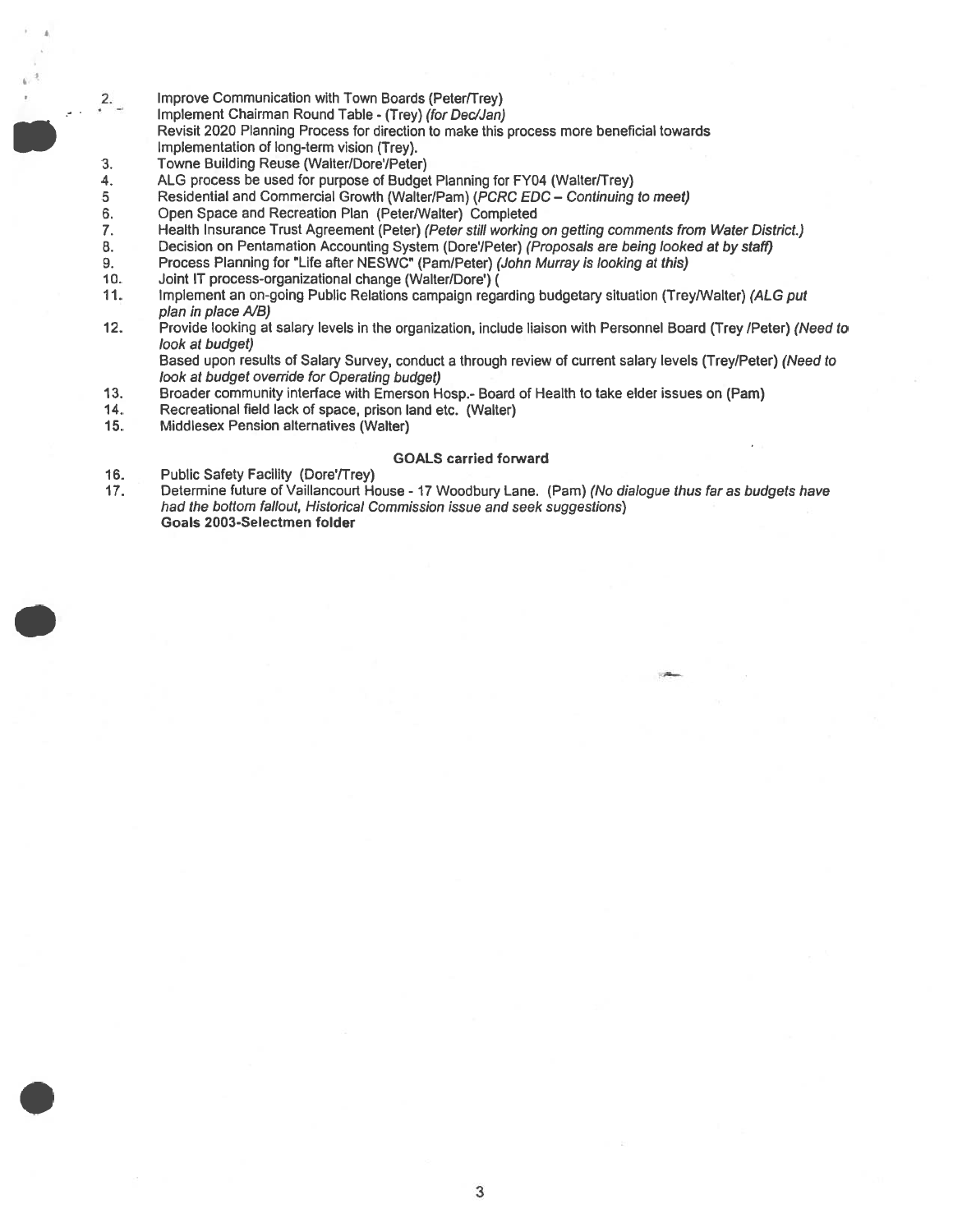2. Improve Communication with Town Boards (Peter/Trey)
   Implement Chairman Round Table - (Trey) *(for Dec/Jan)*
   Revisit 2020 Planning Process for direction to make this process more beneficial towards Implementation of long-term vision (Trey).
3. Towne Building Reuse (Walter/Dore'/Peter)
4. ALG process be used for purpose of Budget Planning for FY04 (Walter/Trey)
5. Residential and Commercial Growth (Walter/Pam) *(PCRC EDC – Continuing to meet)*
6. Open Space and Recreation Plan (Peter/Walter) Completed
7. Health Insurance Trust Agreement (Peter) *(Peter still working on getting comments from Water District.)*
8. Decision on Pentamation Accounting System (Dore'/Peter) *(Proposals are being looked at by staff)*
9. Process Planning for "Life after NESWC" (Pam/Peter) *(John Murray is looking at this)*
10. Joint IT process-organizational change (Walter/Dore') (
11. Implement an on-going Public Relations campaign regarding budgetary situation (Trey/Walter) *(ALG put plan in place A/B)*
12. Provide looking at salary levels in the organization, include liaison with Personnel Board (Trey /Peter) *(Need to look at budget)*
    Based upon results of Salary Survey, conduct a through review of current salary levels (Trey/Peter) *(Need to look at budget override for Operating budget)*
13. Broader community interface with Emerson Hosp.- Board of Health to take elder issues on (Pam)
14. Recreational field lack of space, prison land etc. (Walter)
15. Middlesex Pension alternatives (Walter)

**GOALS carried forward**

16. Public Safety Facility (Dore'/Trey)
17. Determine future of Vaillancourt House - 17 Woodbury Lane. (Pam) *(No dialogue thus far as budgets have had the bottom fallout, Historical Commission issue and seek suggestions)*

**Goals 2003-Selectmen folder**